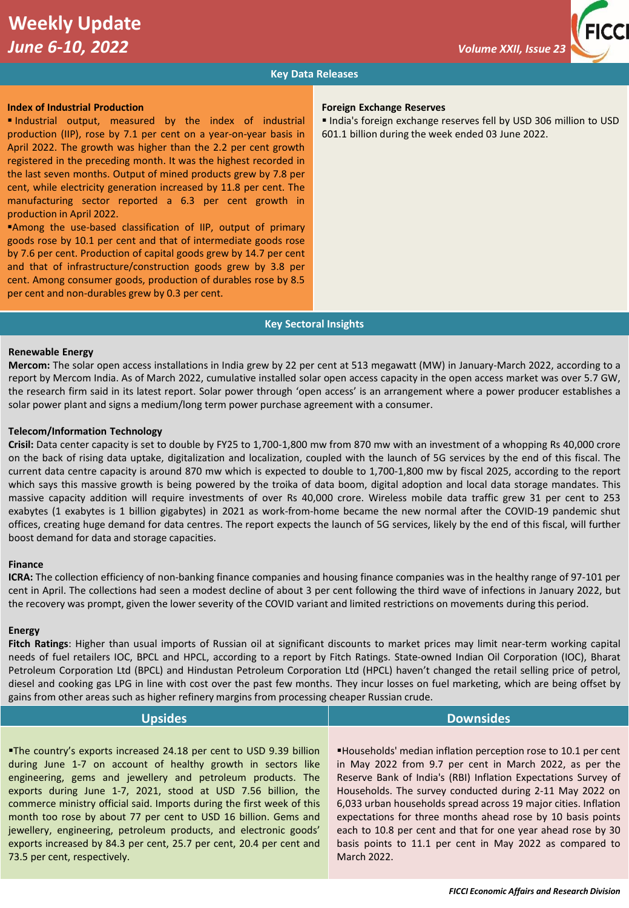# Weekly Update

*June 6-10, 2022*

*Volume XXII, Issue 23*

## Key Data Releases

### Index of Industrial Production

▪ Industrial output, measured by the index of industrial production (IIP), rose by 7.1 per cent on a year-on-year basis in April 2022. The growth was higher than the 2.2 per cent growth registered in the preceding month. It was the highest recorded in the last seven months. Output of mined products grew by 7.8 per cent, while electricity generation increased by 11.8 per cent. The manufacturing sector reported a 6.3 per cent growth in production in April 2022.

▪Among the use-based classification of IIP, output of primary goods rose by 10.1 per cent and that of intermediate goods rose by 7.6 per cent. Production of capital goods grew by 14.7 per cent and that of infrastructure/construction goods grew by 3.8 per cent. Among consumer goods, production of durables rose by 8.5 per cent and non-durables grew by 0.3 per cent.

### Foreign Exchange Reserves

▪ India's foreign exchange reserves fell by USD 306 million to USD 601.1 billion during the week ended 03 June 2022.

## Key Sectoral Insights

### Renewable Energy

**Mercom:** The solar open access installations in India grew by 22 per cent at 513 megawatt (MW) in January-March 2022, according to a report by Mercom India. As of March 2022, cumulative installed solar open access capacity in the open access market was over 5.7 GW, the research firm said in its latest report. Solar power through 'open access' is an arrangement where a power producer establishes a solar power plant and signs a medium/long term power purchase agreement with a consumer.

### Telecom/Information Technology

**Crisil:** Data center capacity is set to double by FY25 to 1,700-1,800 mw from 870 mw with an investment of a whopping Rs 40,000 crore on the back of rising data uptake, digitalization and localization, coupled with the launch of 5G services by the end of this fiscal. The current data centre capacity is around 870 mw which is expected to double to 1,700-1,800 mw by fiscal 2025, according to the report which says this massive growth is being powered by the troika of data boom, digital adoption and local data storage mandates. This massive capacity addition will require investments of over Rs 40,000 crore. Wireless mobile data traffic grew 31 per cent to 253 exabytes (1 exabytes is 1 billion gigabytes) in 2021 as work-from-home became the new normal after the COVID-19 pandemic shut offices, creating huge demand for data centres. The report expects the launch of 5G services, likely by the end of this fiscal, will further boost demand for data and storage capacities.

### Finance

**ICRA:** The collection efficiency of non-banking finance companies and housing finance companies was in the healthy range of 97-101 per cent in April. The collections had seen a modest decline of about 3 per cent following the third wave of infections in January 2022, but the recovery was prompt, given the lower severity of the COVID variant and limited restrictions on movements during this period.

### Energy

**Fitch Ratings**: Higher than usual imports of Russian oil at significant discounts to market prices may limit near-term working capital needs of fuel retailers IOC, BPCL and HPCL, according to a report by Fitch Ratings. State-owned Indian Oil Corporation (IOC), Bharat Petroleum Corporation Ltd (BPCL) and Hindustan Petroleum Corporation Ltd (HPCL) haven't changed the retail selling price of petrol, diesel and cooking gas LPG in line with cost over the past few months. They incur losses on fuel marketing, which are being offset by gains from other areas such as higher refinery margins from processing cheaper Russian crude.

## Upsides

▪The country's exports increased 24.18 per cent to USD 9.39 billion during June 1-7 on account of healthy growth in sectors like engineering, gems and jewellery and petroleum products. The exports during June 1-7, 2021, stood at USD 7.56 billion, the commerce ministry official said. Imports during the first week of this month too rose by about 77 per cent to USD 16 billion. Gems and jewellery, engineering, petroleum products, and electronic goods' exports increased by 84.3 per cent, 25.7 per cent, 20.4 per cent and 73.5 per cent, respectively.

## Downsides

▪Households' median inflation perception rose to 10.1 per cent in May 2022 from 9.7 per cent in March 2022, as per the Reserve Bank of India's (RBI) Inflation Expectations Survey of Households. The survey conducted during 2-11 May 2022 on 6,033 urban households spread across 19 major cities. Inflation expectations for three months ahead rose by 10 basis points each to 10.8 per cent and that for one year ahead rose by 30 basis points to 11.1 per cent in May 2022 as compared to March 2022.

*FICCI Economic Affairs and Research Division*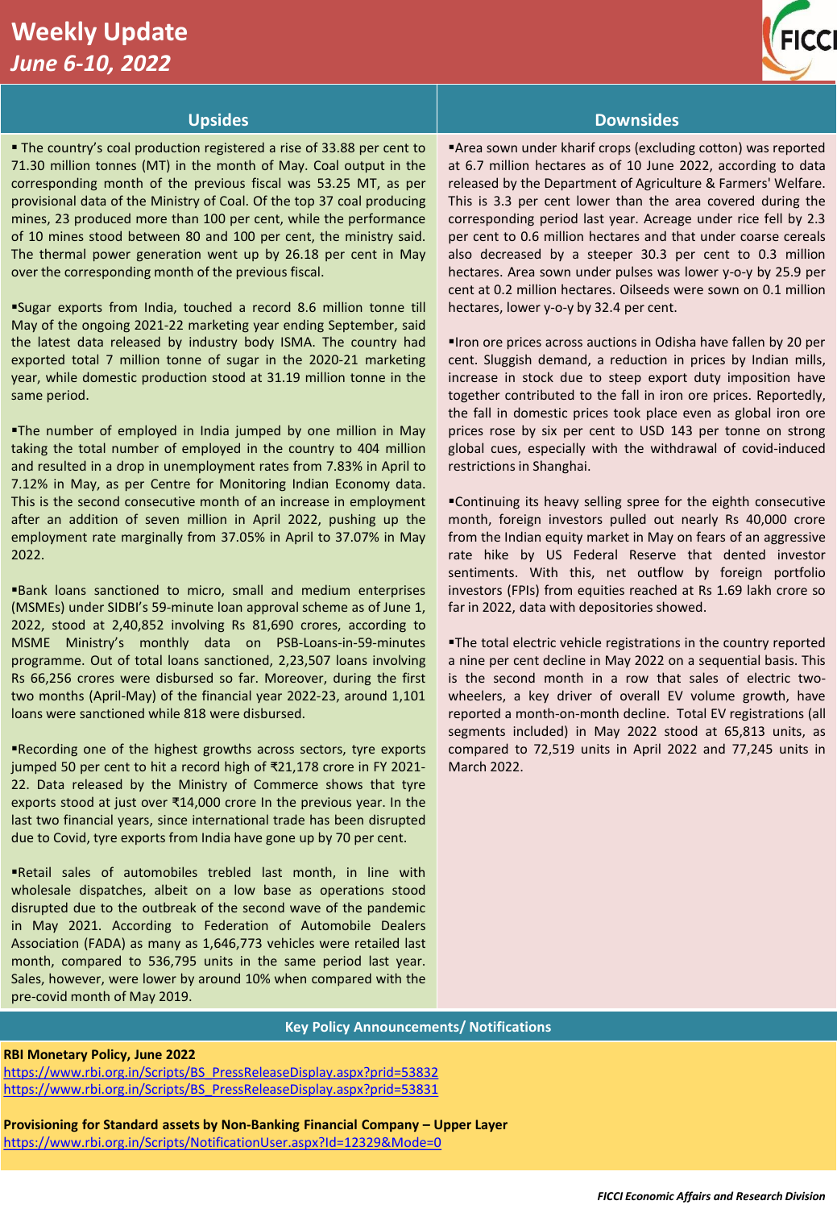# Weekly Update

*June 6-10, 2022*

## Upsides

- The country's coal production registered a rise of 33.88 per cent to 71.30 million tonnes (MT) in the month of May. Coal output in the corresponding month of the previous fiscal was 53.25 MT, as per provisional data of the Ministry of Coal. Of the top 37 coal producing mines, 23 produced more than 100 per cent, while the performance of 10 mines stood between 80 and 100 per cent, the ministry said. The thermal power generation went up by 26.18 per cent in May over the corresponding month of the previous fiscal.

- Sugar exports from India, touched a record 8.6 million tonne till May of the ongoing 2021-22 marketing year ending September, said the latest data released by industry body ISMA. The country had exported total 7 million tonne of sugar in the 2020-21 marketing year, while domestic production stood at 31.19 million tonne in the same period.

- The number of employed in India jumped by one million in May taking the total number of employed in the country to 404 million and resulted in a drop in unemployment rates from 7.83% in April to 7.12% in May, as per Centre for Monitoring Indian Economy data. This is the second consecutive month of an increase in employment after an addition of seven million in April 2022, pushing up the employment rate marginally from 37.05% in April to 37.07% in May 2022.

- Bank loans sanctioned to micro, small and medium enterprises (MSMEs) under SIDBI's 59-minute loan approval scheme as of June 1, 2022, stood at 2,40,852 involving Rs 81,690 crores, according to MSME Ministry's monthly data on PSB-Loans-in-59-minutes programme. Out of total loans sanctioned, 2,23,507 loans involving Rs 66,256 crores were disbursed so far. Moreover, during the first two months (April-May) of the financial year 2022-23, around 1,101 loans were sanctioned while 818 were disbursed.

- Recording one of the highest growths across sectors, tyre exports jumped 50 per cent to hit a record high of ₹21,178 crore in FY 2021-22. Data released by the Ministry of Commerce shows that tyre exports stood at just over ₹14,000 crore In the previous year. In the last two financial years, since international trade has been disrupted due to Covid, tyre exports from India have gone up by 70 per cent.

- Retail sales of automobiles trebled last month, in line with wholesale dispatches, albeit on a low base as operations stood disrupted due to the outbreak of the second wave of the pandemic in May 2021. According to Federation of Automobile Dealers Association (FADA) as many as 1,646,773 vehicles were retailed last month, compared to 536,795 units in the same period last year. Sales, however, were lower by around 10% when compared with the pre-covid month of May 2019.

## Downsides

- Area sown under kharif crops (excluding cotton) was reported at 6.7 million hectares as of 10 June 2022, according to data released by the Department of Agriculture & Farmers' Welfare. This is 3.3 per cent lower than the area covered during the corresponding period last year. Acreage under rice fell by 2.3 per cent to 0.6 million hectares and that under coarse cereals also decreased by a steeper 30.3 per cent to 0.3 million hectares. Area sown under pulses was lower y-o-y by 25.9 per cent at 0.2 million hectares. Oilseeds were sown on 0.1 million hectares, lower y-o-y by 32.4 per cent.

- Iron ore prices across auctions in Odisha have fallen by 20 per cent. Sluggish demand, a reduction in prices by Indian mills, increase in stock due to steep export duty imposition have together contributed to the fall in iron ore prices. Reportedly, the fall in domestic prices took place even as global iron ore prices rose by six per cent to USD 143 per tonne on strong global cues, especially with the withdrawal of covid-induced restrictions in Shanghai.

- Continuing its heavy selling spree for the eighth consecutive month, foreign investors pulled out nearly Rs 40,000 crore from the Indian equity market in May on fears of an aggressive rate hike by US Federal Reserve that dented investor sentiments. With this, net outflow by foreign portfolio investors (FPIs) from equities reached at Rs 1.69 lakh crore so far in 2022, data with depositories showed.

- The total electric vehicle registrations in the country reported a nine per cent decline in May 2022 on a sequential basis. This is the second month in a row that sales of electric two-wheelers, a key driver of overall EV volume growth, have reported a month-on-month decline. Total EV registrations (all segments included) in May 2022 stood at 65,813 units, as compared to 72,519 units in April 2022 and 77,245 units in March 2022.

## Key Policy Announcements/ Notifications

**RBI Monetary Policy, June 2022**

https://www.rbi.org.in/Scripts/BS_PressReleaseDisplay.aspx?prid=53832
https://www.rbi.org.in/Scripts/BS_PressReleaseDisplay.aspx?prid=53831

**Provisioning for Standard assets by Non-Banking Financial Company – Upper Layer**

https://www.rbi.org.in/Scripts/NotificationUser.aspx?Id=12329&Mode=0

*FICCI Economic Affairs and Research Division*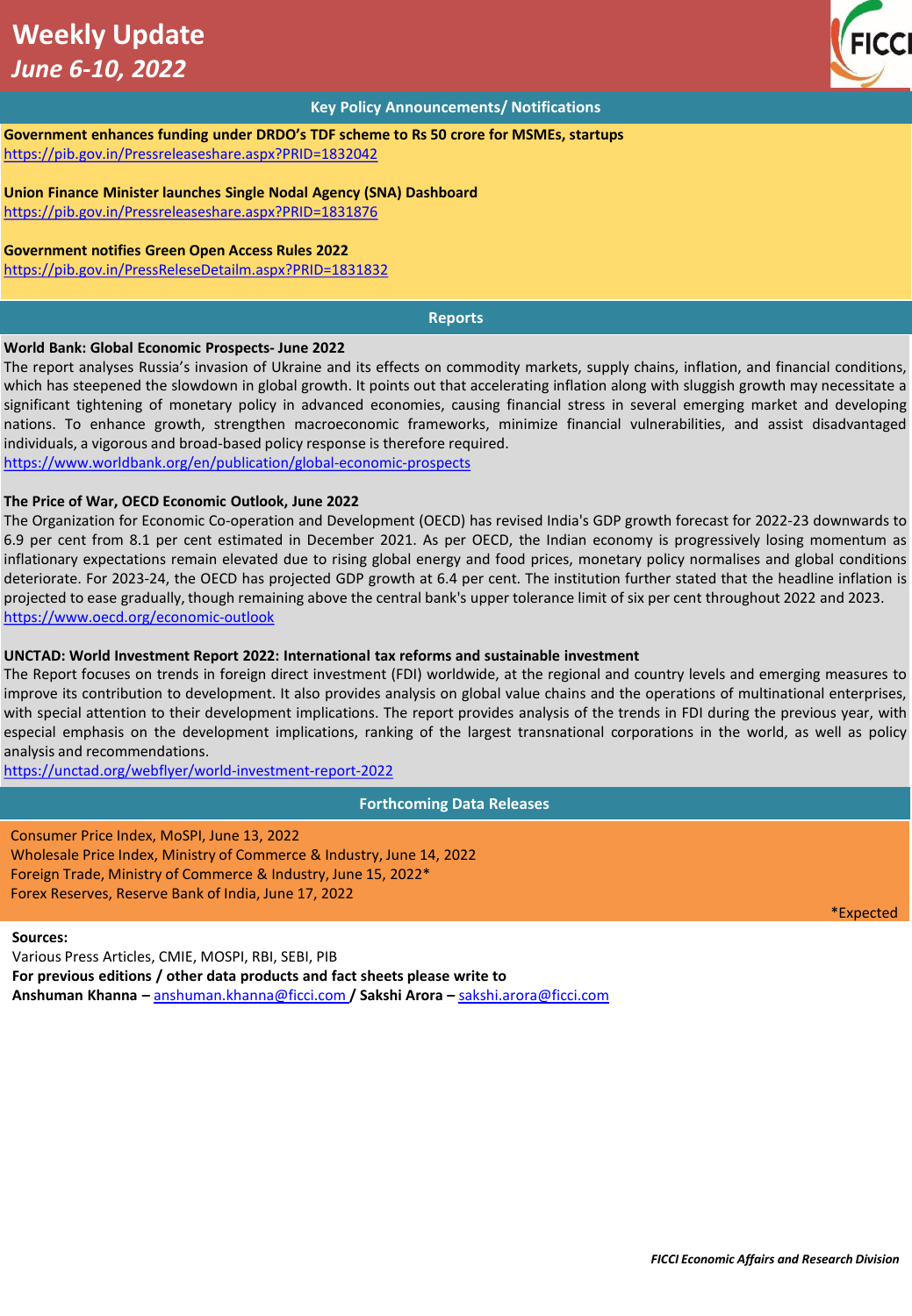# Weekly Update

***June 6-10, 2022***

## Key Policy Announcements/ Notifications

**Government enhances funding under DRDO's TDF scheme to Rs 50 crore for MSMEs, startups**
https://pib.gov.in/Pressreleaseshare.aspx?PRID=1832042

**Union Finance Minister launches Single Nodal Agency (SNA) Dashboard**
https://pib.gov.in/Pressreleaseshare.aspx?PRID=1831876

**Government notifies Green Open Access Rules 2022**
https://pib.gov.in/PressReleseDetailm.aspx?PRID=1831832

## Reports

**World Bank: Global Economic Prospects- June 2022**

The report analyses Russia's invasion of Ukraine and its effects on commodity markets, supply chains, inflation, and financial conditions, which has steepened the slowdown in global growth. It points out that accelerating inflation along with sluggish growth may necessitate a significant tightening of monetary policy in advanced economies, causing financial stress in several emerging market and developing nations. To enhance growth, strengthen macroeconomic frameworks, minimize financial vulnerabilities, and assist disadvantaged individuals, a vigorous and broad-based policy response is therefore required.
https://www.worldbank.org/en/publication/global-economic-prospects

**The Price of War, OECD Economic Outlook, June 2022**

The Organization for Economic Co-operation and Development (OECD) has revised India's GDP growth forecast for 2022-23 downwards to 6.9 per cent from 8.1 per cent estimated in December 2021. As per OECD, the Indian economy is progressively losing momentum as inflationary expectations remain elevated due to rising global energy and food prices, monetary policy normalises and global conditions deteriorate. For 2023-24, the OECD has projected GDP growth at 6.4 per cent. The institution further stated that the headline inflation is projected to ease gradually, though remaining above the central bank's upper tolerance limit of six per cent throughout 2022 and 2023.
https://www.oecd.org/economic-outlook

**UNCTAD: World Investment Report 2022: International tax reforms and sustainable investment**

The Report focuses on trends in foreign direct investment (FDI) worldwide, at the regional and country levels and emerging measures to improve its contribution to development. It also provides analysis on global value chains and the operations of multinational enterprises, with special attention to their development implications. The report provides analysis of the trends in FDI during the previous year, with especial emphasis on the development implications, ranking of the largest transnational corporations in the world, as well as policy analysis and recommendations.
https://unctad.org/webflyer/world-investment-report-2022

## Forthcoming Data Releases

Consumer Price Index, MoSPI, June 13, 2022
Wholesale Price Index, Ministry of Commerce & Industry, June 14, 2022
Foreign Trade, Ministry of Commerce & Industry, June 15, 2022*
Forex Reserves, Reserve Bank of India, June 17, 2022

*Expected

**Sources:**
Various Press Articles, CMIE, MOSPI, RBI, SEBI, PIB
**For previous editions / other data products and fact sheets please write to**
**Anshuman Khanna –** anshuman.khanna@ficci.com **/ Sakshi Arora –** sakshi.arora@ficci.com

***FICCI Economic Affairs and Research Division***